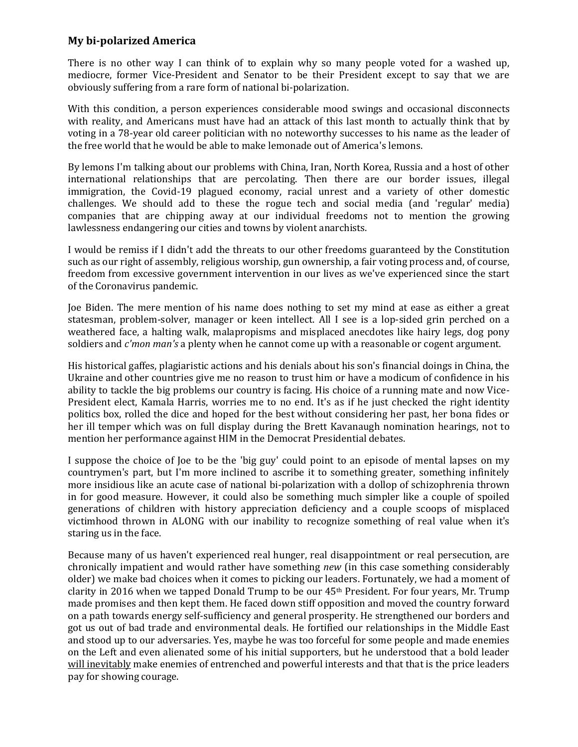**My bi-polarized America**

There is no other way I can think of to explain why so many people voted for a washed up, mediocre, former Vice-President and Senator to be their President except to say that we are obviously suffering from a rare form of national bi-polarization.

With this condition, a person experiences considerable mood swings and occasional disconnects with reality, and Americans must have had an attack of this last month to actually think that by voting in a 78-year old career politician with no noteworthy successes to his name as the leader of the free world that he would be able to make lemonade out of America's lemons.

By lemons I'm talking about our problems with China, Iran, North Korea, Russia and a host of other international relationships that are percolating. Then there are our border issues, illegal immigration, the Covid-19 plagued economy, racial unrest and a variety of other domestic challenges. We should add to these the rogue tech and social media (and 'regular' media) companies that are chipping away at our individual freedoms not to mention the growing lawlessness endangering our cities and towns by violent anarchists.

I would be remiss if I didn't add the threats to our other freedoms guaranteed by the Constitution such as our right of assembly, religious worship, gun ownership, a fair voting process and, of course, freedom from excessive government intervention in our lives as we've experienced since the start of the Coronavirus pandemic.

Joe Biden. The mere mention of his name does nothing to set my mind at ease as either a great statesman, problem-solver, manager or keen intellect. All I see is a lop-sided grin perched on a weathered face, a halting walk, malapropisms and misplaced anecdotes like hairy legs, dog pony soldiers and *c'mon man's* a plenty when he cannot come up with a reasonable or cogent argument.

His historical gaffes, plagiaristic actions and his denials about his son's financial doings in China, the Ukraine and other countries give me no reason to trust him or have a modicum of confidence in his ability to tackle the big problems our country is facing. His choice of a running mate and now Vice-President elect, Kamala Harris, worries me to no end. It's as if he just checked the right identity politics box, rolled the dice and hoped for the best without considering her past, her bona fides or her ill temper which was on full display during the Brett Kavanaugh nomination hearings, not to mention her performance against HIM in the Democrat Presidential debates.

I suppose the choice of Joe to be the 'big guy' could point to an episode of mental lapses on my countrymen's part, but I'm more inclined to ascribe it to something greater, something infinitely more insidious like an acute case of national bi-polarization with a dollop of schizophrenia thrown in for good measure. However, it could also be something much simpler like a couple of spoiled generations of children with history appreciation deficiency and a couple scoops of misplaced victimhood thrown in ALONG with our inability to recognize something of real value when it's staring us in the face.

Because many of us haven't experienced real hunger, real disappointment or real persecution, are chronically impatient and would rather have something *new* (in this case something considerably older) we make bad choices when it comes to picking our leaders. Fortunately, we had a moment of clarity in 2016 when we tapped Donald Trump to be our 45th President. For four years, Mr. Trump made promises and then kept them. He faced down stiff opposition and moved the country forward on a path towards energy self-sufficiency and general prosperity. He strengthened our borders and got us out of bad trade and environmental deals. He fortified our relationships in the Middle East and stood up to our adversaries. Yes, maybe he was too forceful for some people and made enemies on the Left and even alienated some of his initial supporters, but he understood that a bold leader <u>will inevitably</u> make enemies of entrenched and powerful interests and that that is the price leaders pay for showing courage.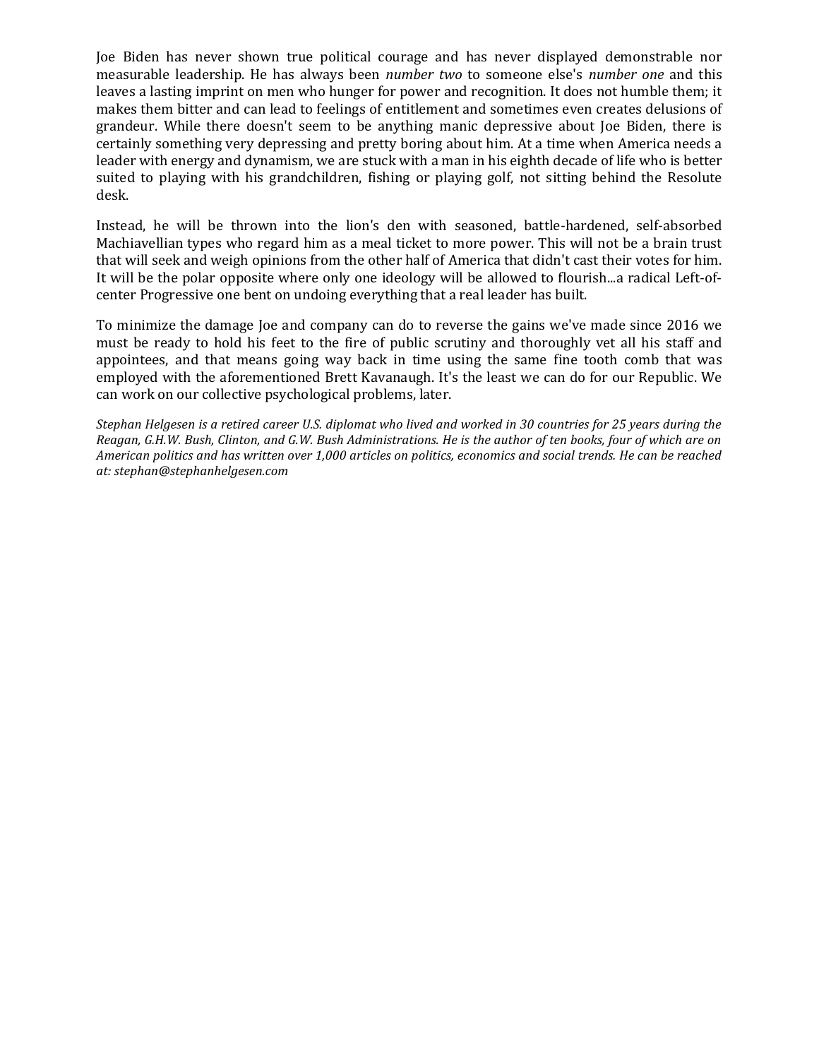Joe Biden has never shown true political courage and has never displayed demonstrable nor measurable leadership. He has always been *number two* to someone else's *number one* and this leaves a lasting imprint on men who hunger for power and recognition. It does not humble them; it makes them bitter and can lead to feelings of entitlement and sometimes even creates delusions of grandeur. While there doesn't seem to be anything manic depressive about Joe Biden, there is certainly something very depressing and pretty boring about him. At a time when America needs a leader with energy and dynamism, we are stuck with a man in his eighth decade of life who is better suited to playing with his grandchildren, fishing or playing golf, not sitting behind the Resolute desk.

Instead, he will be thrown into the lion's den with seasoned, battle-hardened, self-absorbed Machiavellian types who regard him as a meal ticket to more power. This will not be a brain trust that will seek and weigh opinions from the other half of America that didn't cast their votes for him. It will be the polar opposite where only one ideology will be allowed to flourish...a radical Left-of-center Progressive one bent on undoing everything that a real leader has built.

To minimize the damage Joe and company can do to reverse the gains we've made since 2016 we must be ready to hold his feet to the fire of public scrutiny and thoroughly vet all his staff and appointees, and that means going way back in time using the same fine tooth comb that was employed with the aforementioned Brett Kavanaugh. It's the least we can do for our Republic. We can work on our collective psychological problems, later.

*Stephan Helgesen is a retired career U.S. diplomat who lived and worked in 30 countries for 25 years during the Reagan, G.H.W. Bush, Clinton, and G.W. Bush Administrations. He is the author of ten books, four of which are on American politics and has written over 1,000 articles on politics, economics and social trends. He can be reached at: stephan@stephanhelgesen.com*